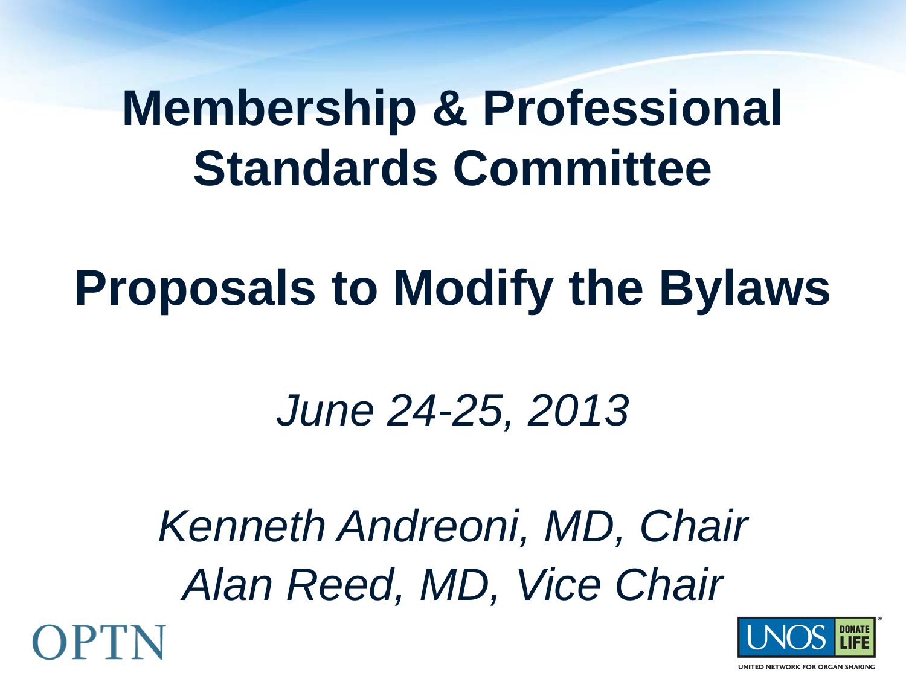# Membership & Professional Standards Committee

## Proposals to Modify the Bylaws

*June 24-25, 2013*

*Kenneth Andreoni, MD, Chair*
*Alan Reed, MD, Vice Chair*

OPTN

UNOS DONATE LIFE

UNITED NETWORK FOR ORGAN SHARING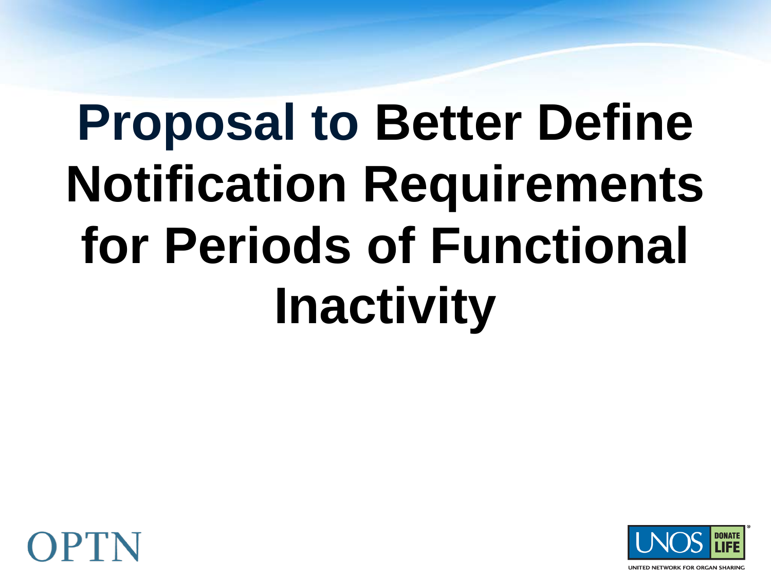# Proposal to Better Define Notification Requirements for Periods of Functional Inactivity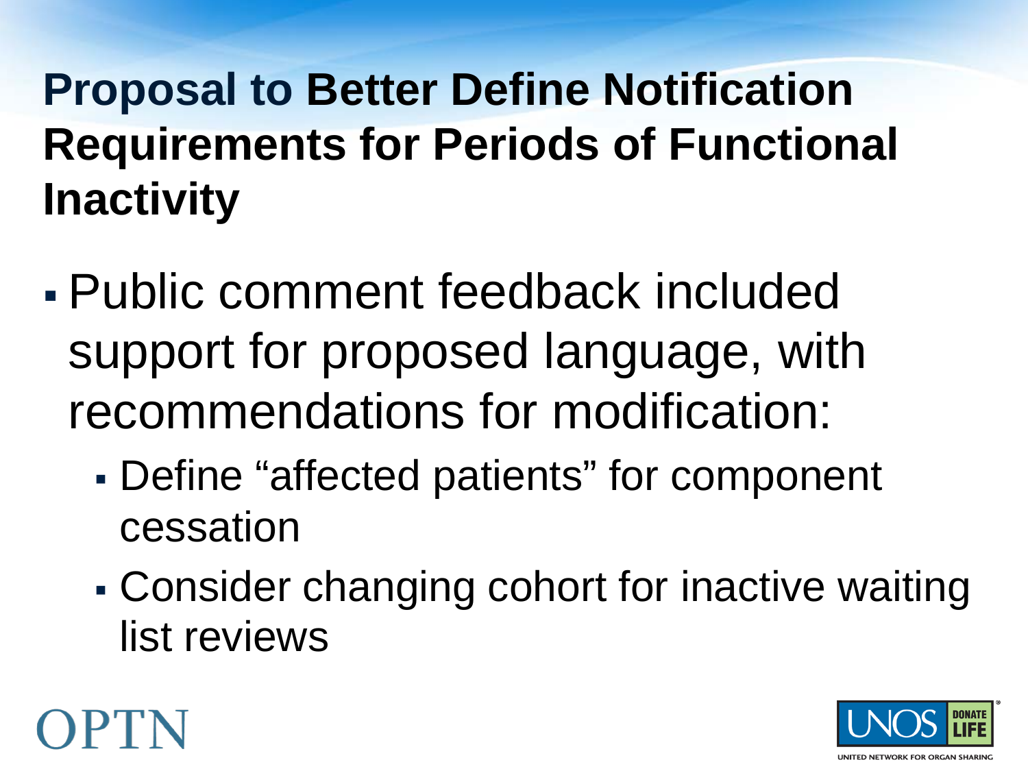# Proposal to Better Define Notification Requirements for Periods of Functional Inactivity

- Public comment feedback included support for proposed language, with recommendations for modification:
  - Define "affected patients" for component cessation
  - Consider changing cohort for inactive waiting list reviews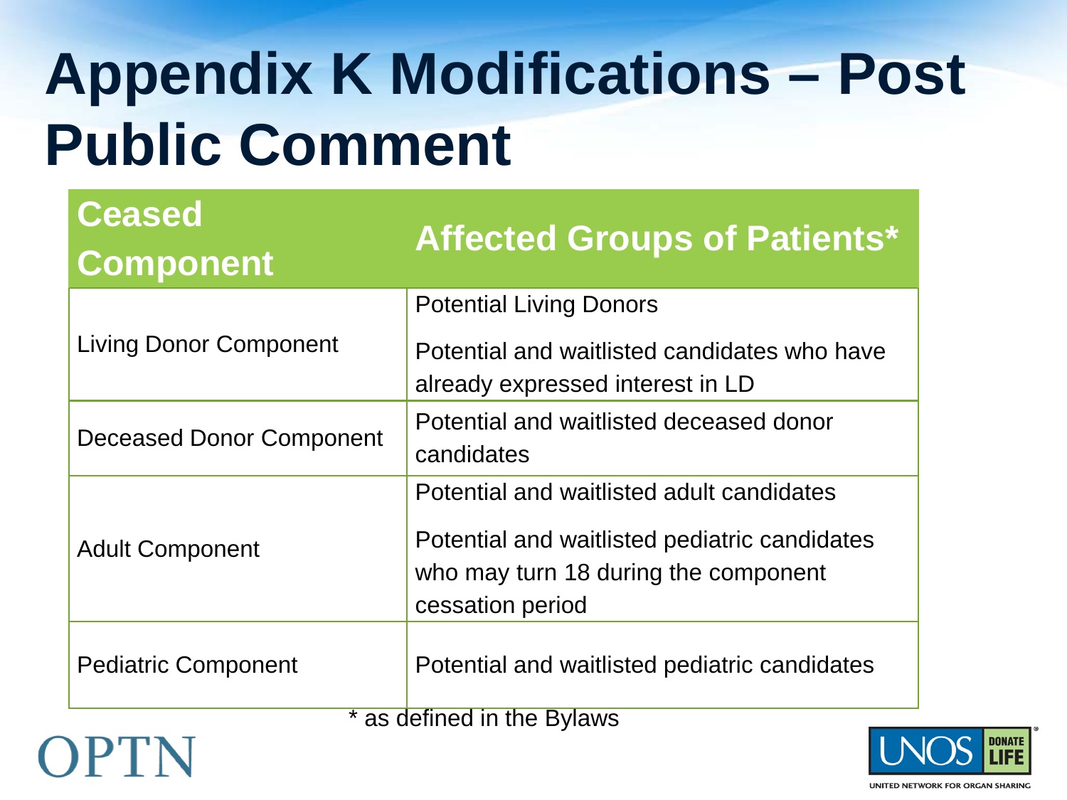# Appendix K Modifications – Post Public Comment

| Ceased Component | Affected Groups of Patients* |
|---|---|
| Living Donor Component | Potential Living Donors<br>Potential and waitlisted candidates who have already expressed interest in LD |
| Deceased Donor Component | Potential and waitlisted deceased donor candidates |
| Adult Component | Potential and waitlisted adult candidates<br>Potential and waitlisted pediatric candidates who may turn 18 during the component cessation period |
| Pediatric Component | Potential and waitlisted pediatric candidates |

* as defined in the Bylaws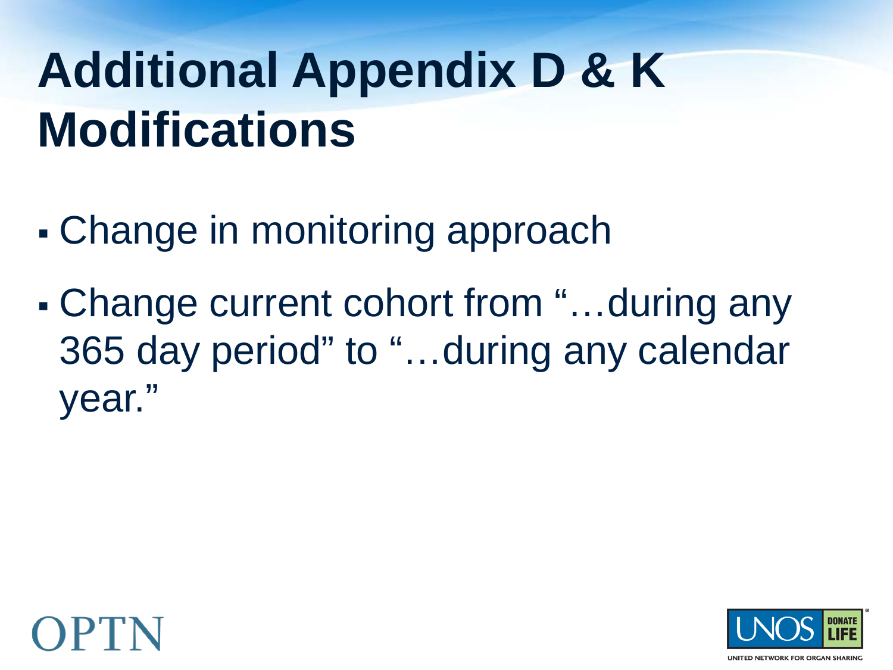# Additional Appendix D & K Modifications

- Change in monitoring approach
- Change current cohort from "…during any 365 day period" to "…during any calendar year."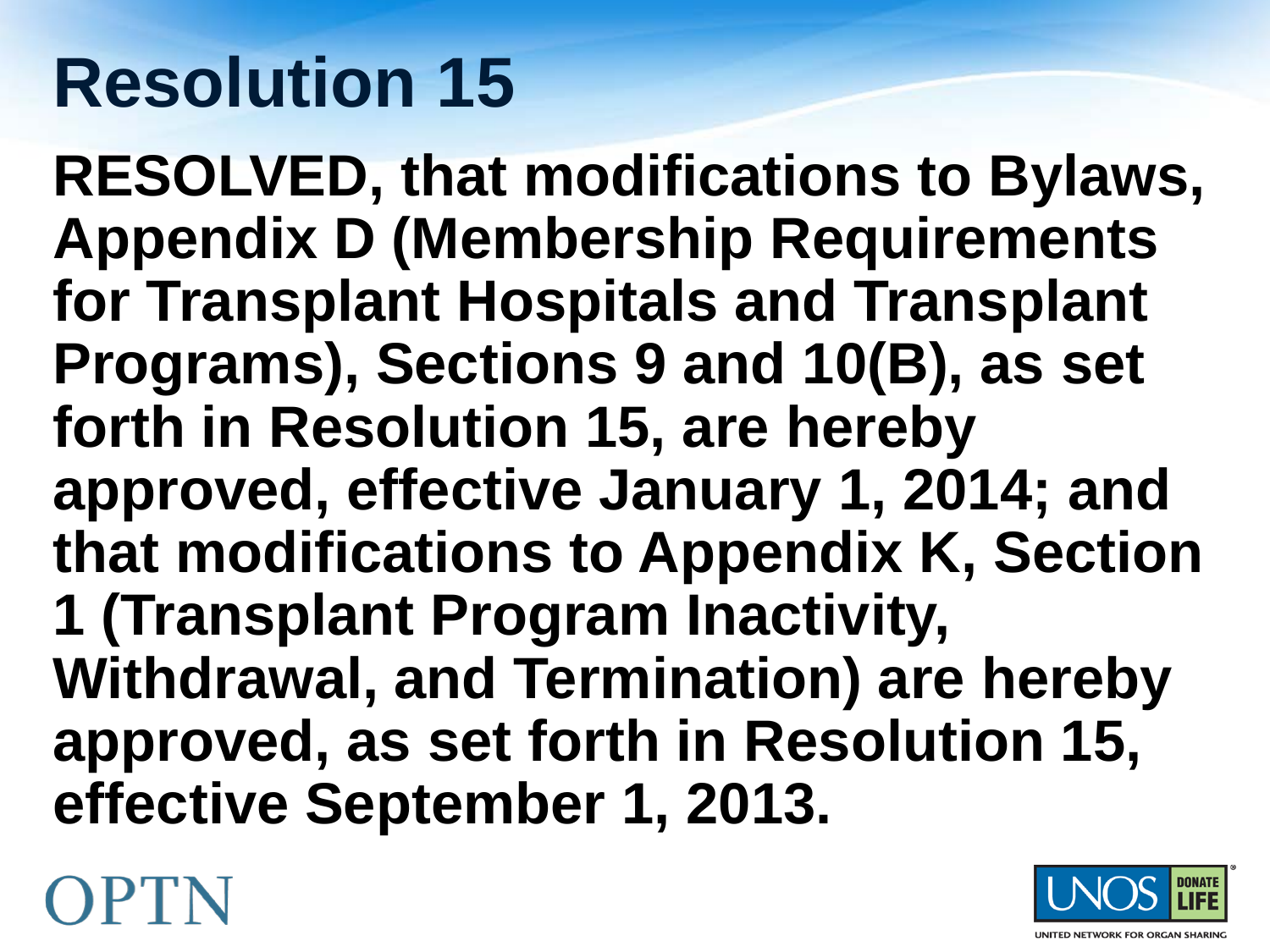# Resolution 15

**RESOLVED, that modifications to Bylaws, Appendix D (Membership Requirements for Transplant Hospitals and Transplant Programs), Sections 9 and 10(B), as set forth in Resolution 15, are hereby approved, effective January 1, 2014; and that modifications to Appendix K, Section 1 (Transplant Program Inactivity, Withdrawal, and Termination) are hereby approved, as set forth in Resolution 15, effective September 1, 2013.**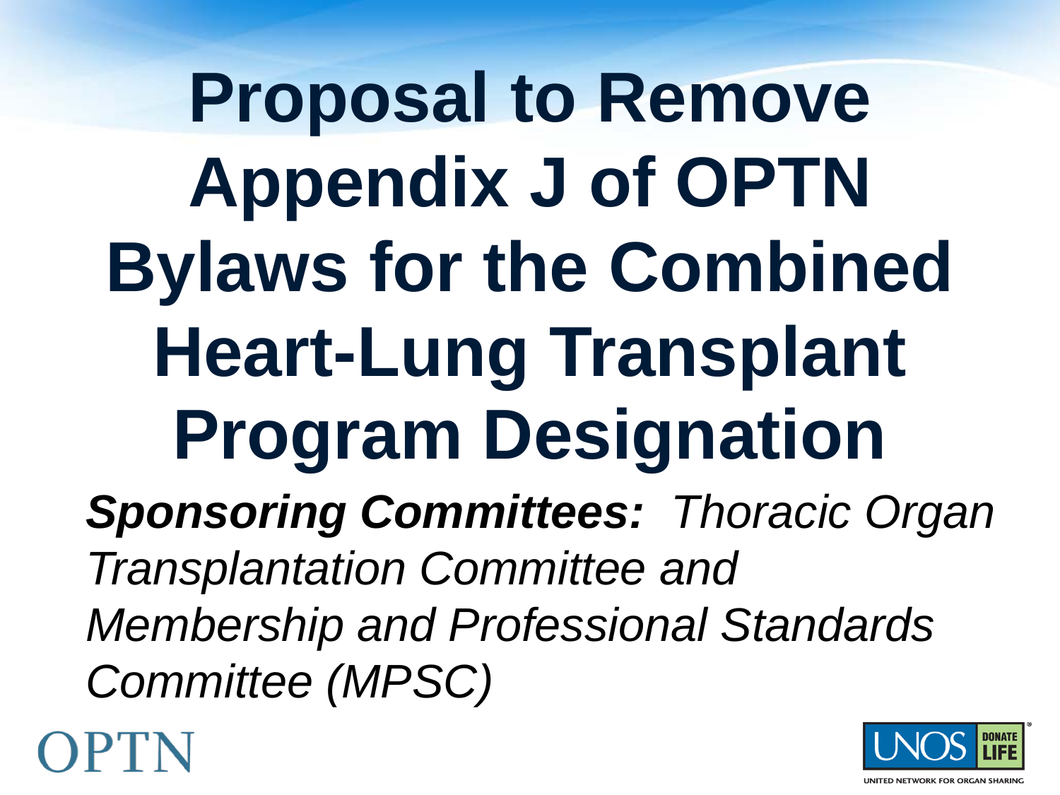# Proposal to Remove Appendix J of OPTN Bylaws for the Combined Heart-Lung Transplant Program Designation

***Sponsoring Committees:*** *Thoracic Organ Transplantation Committee and Membership and Professional Standards Committee (MPSC)*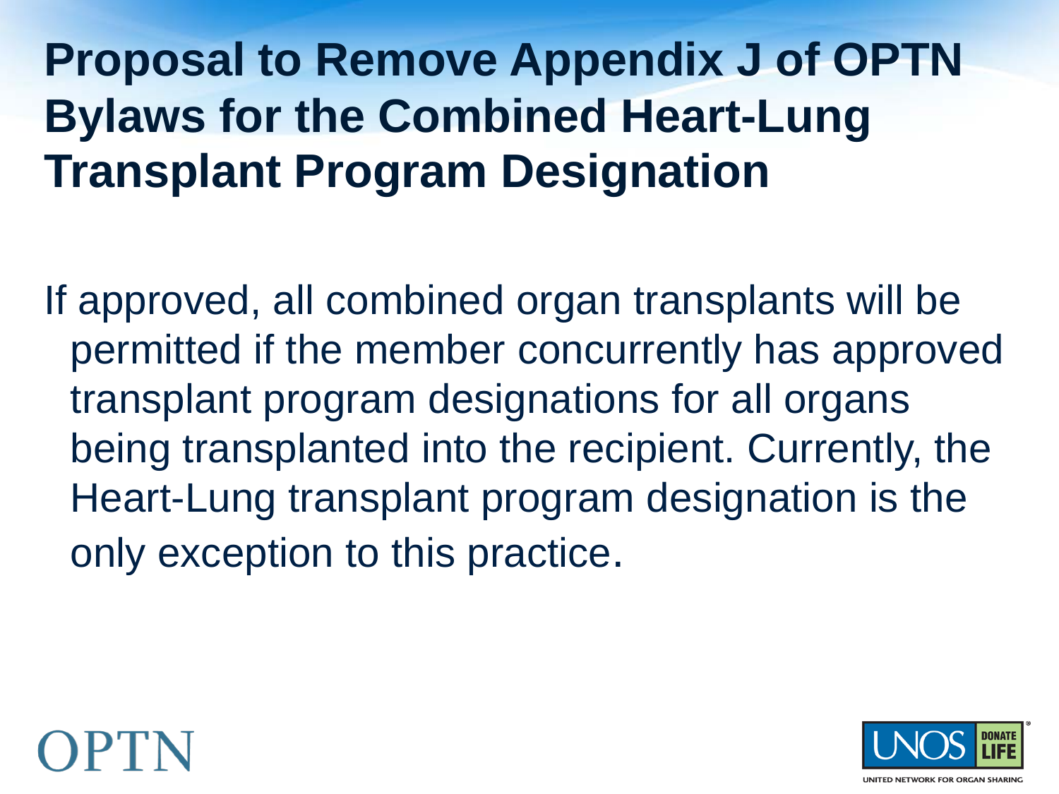# Proposal to Remove Appendix J of OPTN Bylaws for the Combined Heart-Lung Transplant Program Designation

If approved, all combined organ transplants will be permitted if the member concurrently has approved transplant program designations for all organs being transplanted into the recipient. Currently, the Heart-Lung transplant program designation is the only exception to this practice.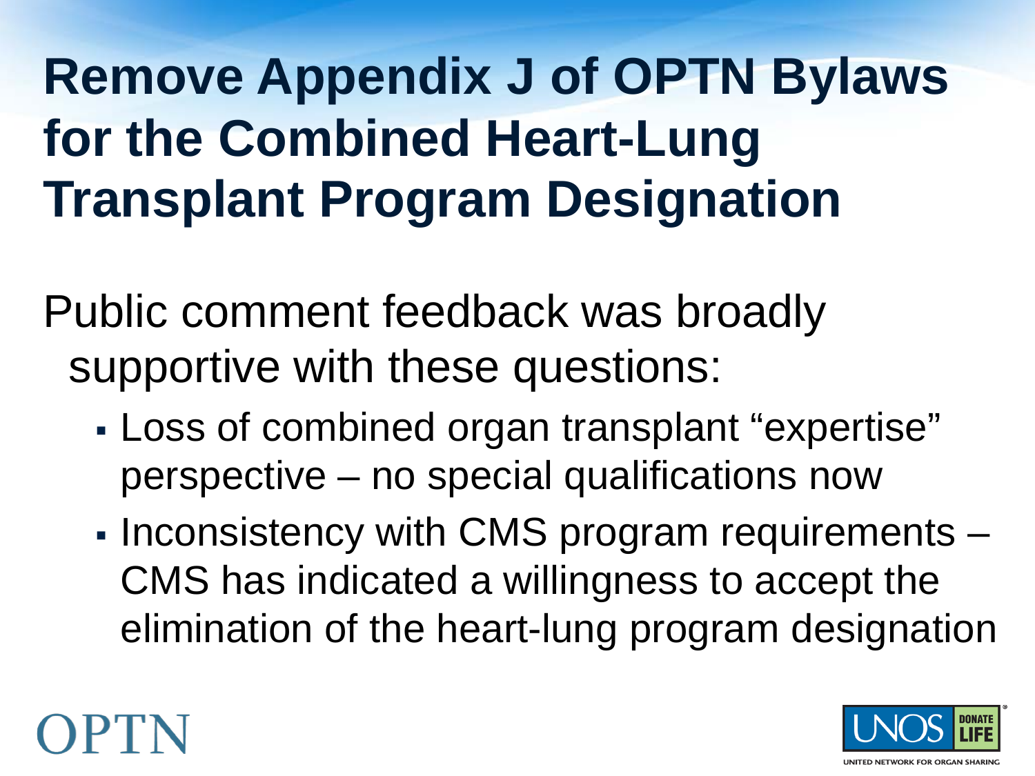# Remove Appendix J of OPTN Bylaws for the Combined Heart-Lung Transplant Program Designation

Public comment feedback was broadly supportive with these questions:

- Loss of combined organ transplant "expertise" perspective – no special qualifications now
- Inconsistency with CMS program requirements – CMS has indicated a willingness to accept the elimination of the heart-lung program designation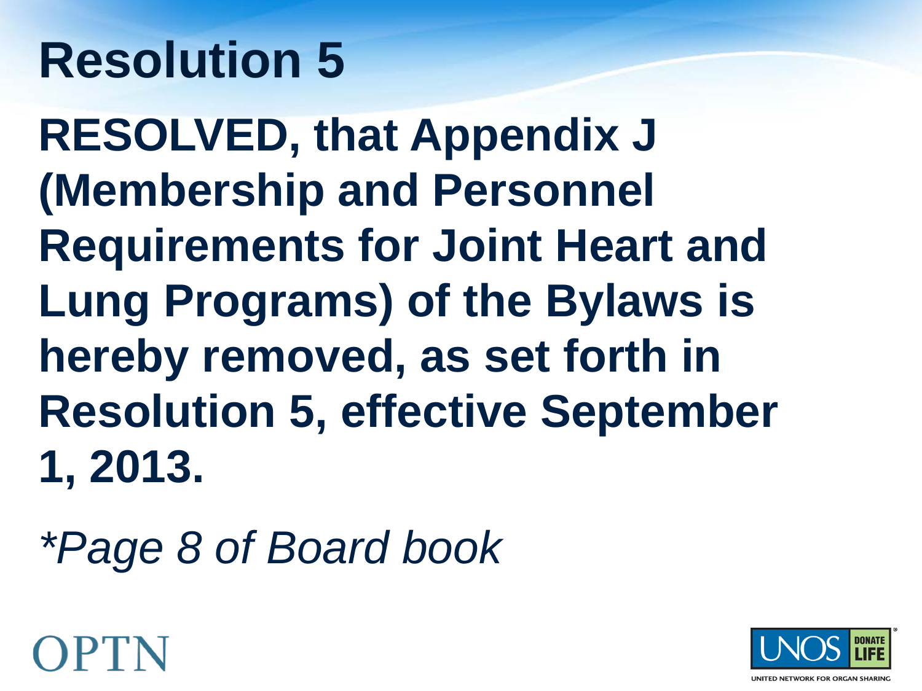# Resolution 5

**RESOLVED, that Appendix J (Membership and Personnel Requirements for Joint Heart and Lung Programs) of the Bylaws is hereby removed, as set forth in Resolution 5, effective September 1, 2013.**

*\*Page 8 of Board book*

OPTN

UNOS DONATE LIFE

UNITED NETWORK FOR ORGAN SHARING